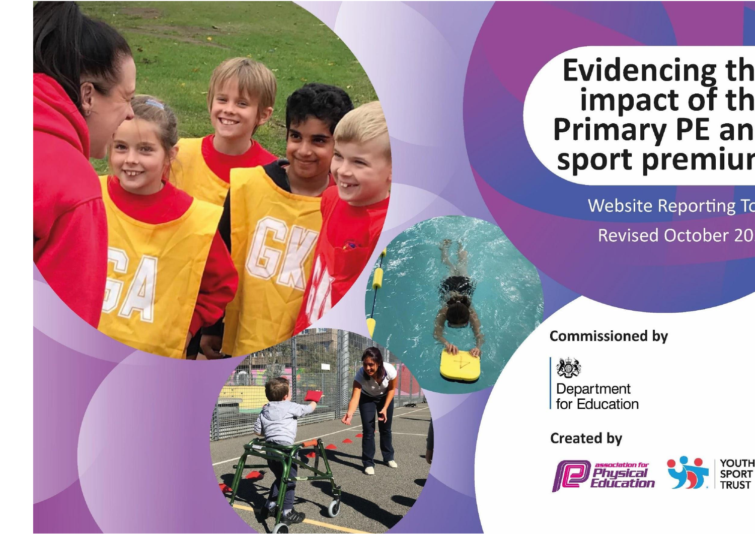# Evidencing th impact of th Primary PE an sport premiur

Website Reporting To

Revised October 20

Commissioned by

Department for Education

Created by

association for Physical Education

YOUTH SPORT TRUST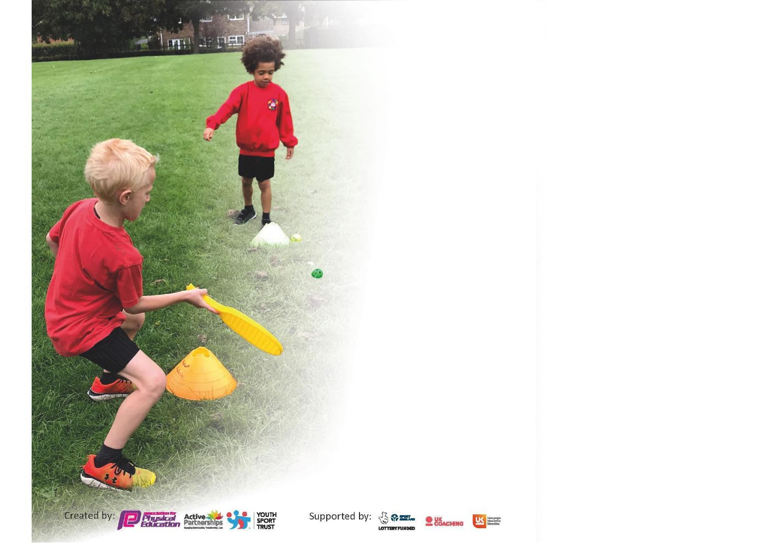Created by: Supported by: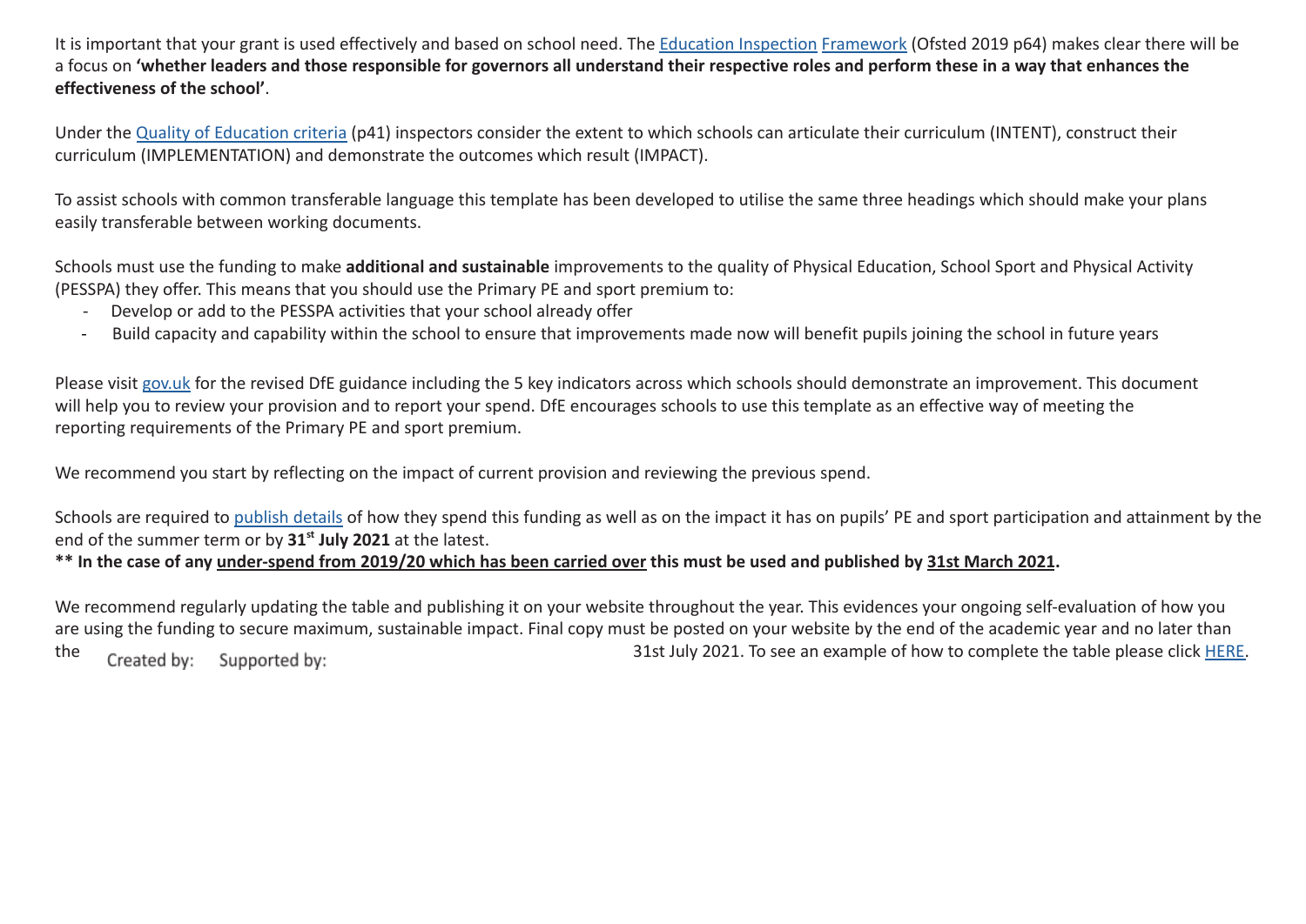It is important that your grant is used effectively and based on school need. The Education Inspection Framework (Ofsted 2019 p64) makes clear there will be a focus on **'whether leaders and those responsible for governors all understand their respective roles and perform these in a way that enhances the effectiveness of the school'**.

Under the Quality of Education criteria (p41) inspectors consider the extent to which schools can articulate their curriculum (INTENT), construct their curriculum (IMPLEMENTATION) and demonstrate the outcomes which result (IMPACT).

To assist schools with common transferable language this template has been developed to utilise the same three headings which should make your plans easily transferable between working documents.

Schools must use the funding to make **additional and sustainable** improvements to the quality of Physical Education, School Sport and Physical Activity (PESSPA) they offer. This means that you should use the Primary PE and sport premium to:

- Develop or add to the PESSPA activities that your school already offer
- Build capacity and capability within the school to ensure that improvements made now will benefit pupils joining the school in future years

Please visit gov.uk for the revised DfE guidance including the 5 key indicators across which schools should demonstrate an improvement. This document will help you to review your provision and to report your spend. DfE encourages schools to use this template as an effective way of meeting the reporting requirements of the Primary PE and sport premium.

We recommend you start by reflecting on the impact of current provision and reviewing the previous spend.

Schools are required to publish details of how they spend this funding as well as on the impact it has on pupils' PE and sport participation and attainment by the end of the summer term or by **31st July 2021** at the latest.

**\*\* In the case of any under-spend from 2019/20 which has been carried over this must be used and published by 31st March 2021.**

We recommend regularly updating the table and publishing it on your website throughout the year. This evidences your ongoing self-evaluation of how you are using the funding to secure maximum, sustainable impact. Final copy must be posted on your website by the end of the academic year and no later than the 31st July 2021. To see an example of how to complete the table please click HERE.

Created by: Supported by: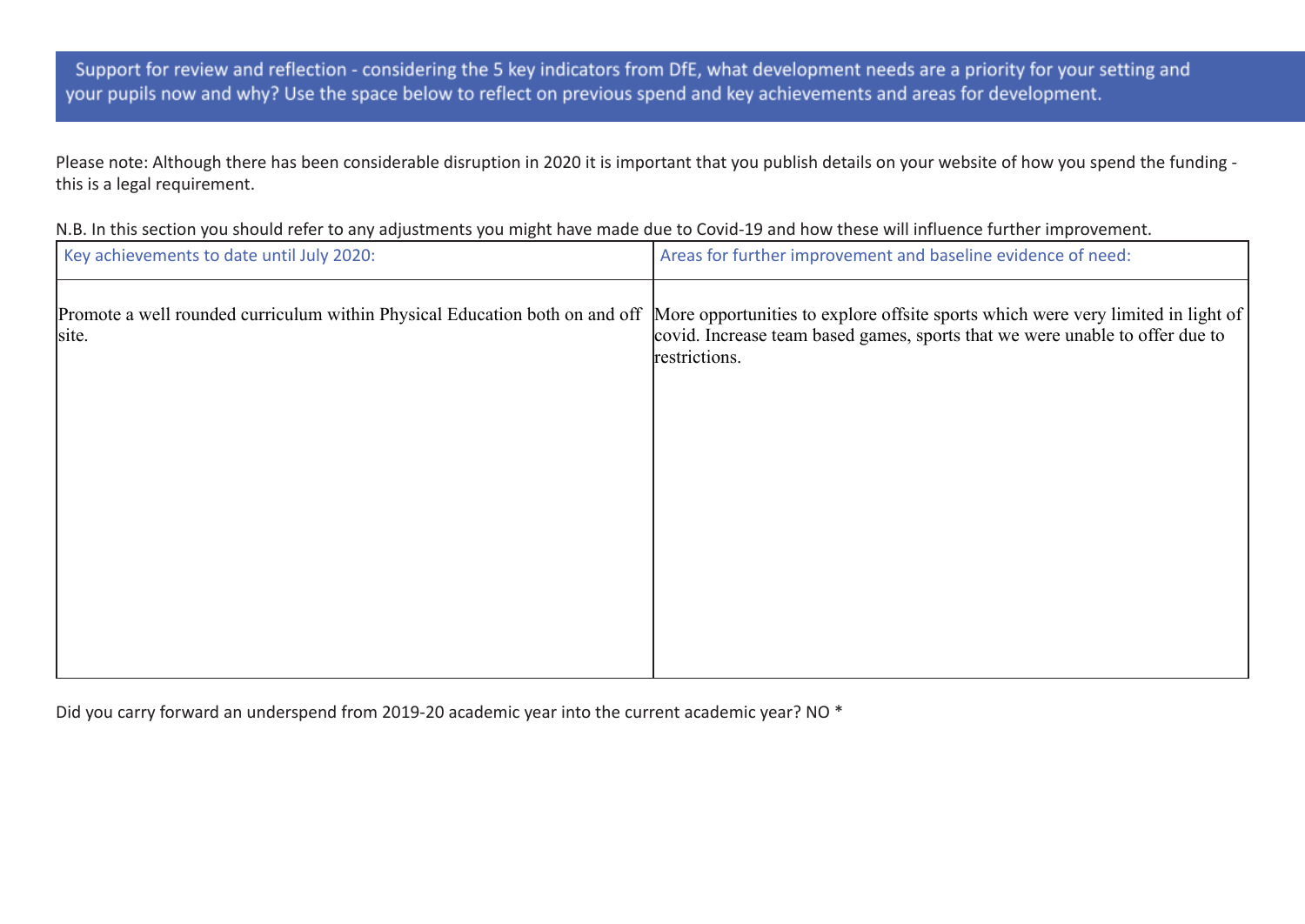## Support for review and reflection - considering the 5 key indicators from DfE, what development needs are a priority for your setting and your pupils now and why? Use the space below to reflect on previous spend and key achievements and areas for development.

Please note: Although there has been considerable disruption in 2020 it is important that you publish details on your website of how you spend the funding - this is a legal requirement.

N.B. In this section you should refer to any adjustments you might have made due to Covid-19 and how these will influence further improvement.

| Key achievements to date until July 2020: | Areas for further improvement and baseline evidence of need: |
|---|---|
| Promote a well rounded curriculum within Physical Education both on and off site. | More opportunities to explore offsite sports which were very limited in light of covid. Increase team based games, sports that we were unable to offer due to restrictions. |

Did you carry forward an underspend from 2019-20 academic year into the current academic year? NO *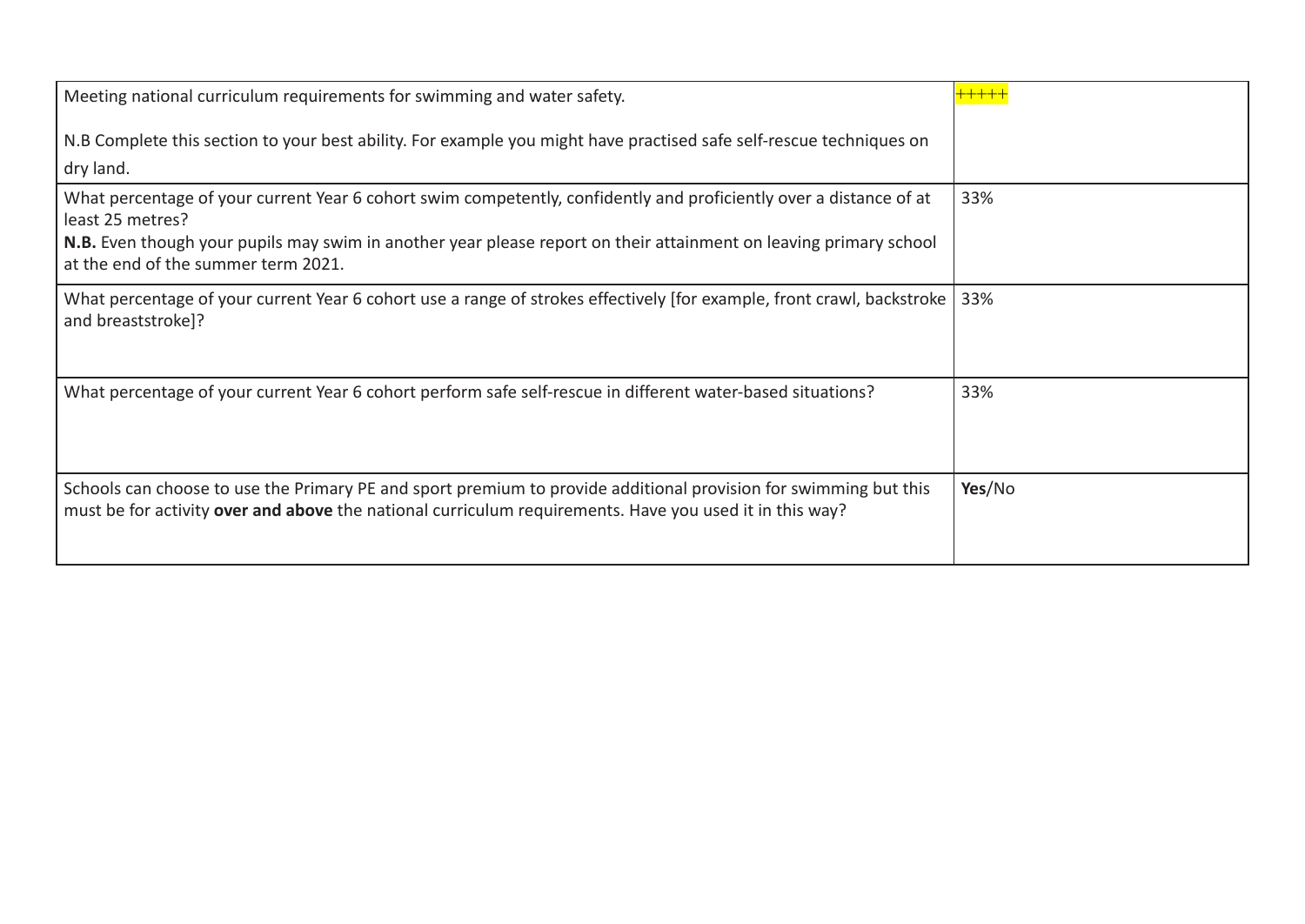| | |
|---|---|
| Meeting national curriculum requirements for swimming and water safety.<br><br>N.B Complete this section to your best ability. For example you might have practised safe self-rescue techniques on dry land. | +++++ |
| What percentage of your current Year 6 cohort swim competently, confidently and proficiently over a distance of at least 25 metres?<br>**N.B.** Even though your pupils may swim in another year please report on their attainment on leaving primary school at the end of the summer term 2021. | 33% |
| What percentage of your current Year 6 cohort use a range of strokes effectively [for example, front crawl, backstroke and breaststroke]? | 33% |
| What percentage of your current Year 6 cohort perform safe self-rescue in different water-based situations? | 33% |
| Schools can choose to use the Primary PE and sport premium to provide additional provision for swimming but this must be for activity **over and above** the national curriculum requirements. Have you used it in this way? | **Yes**/No |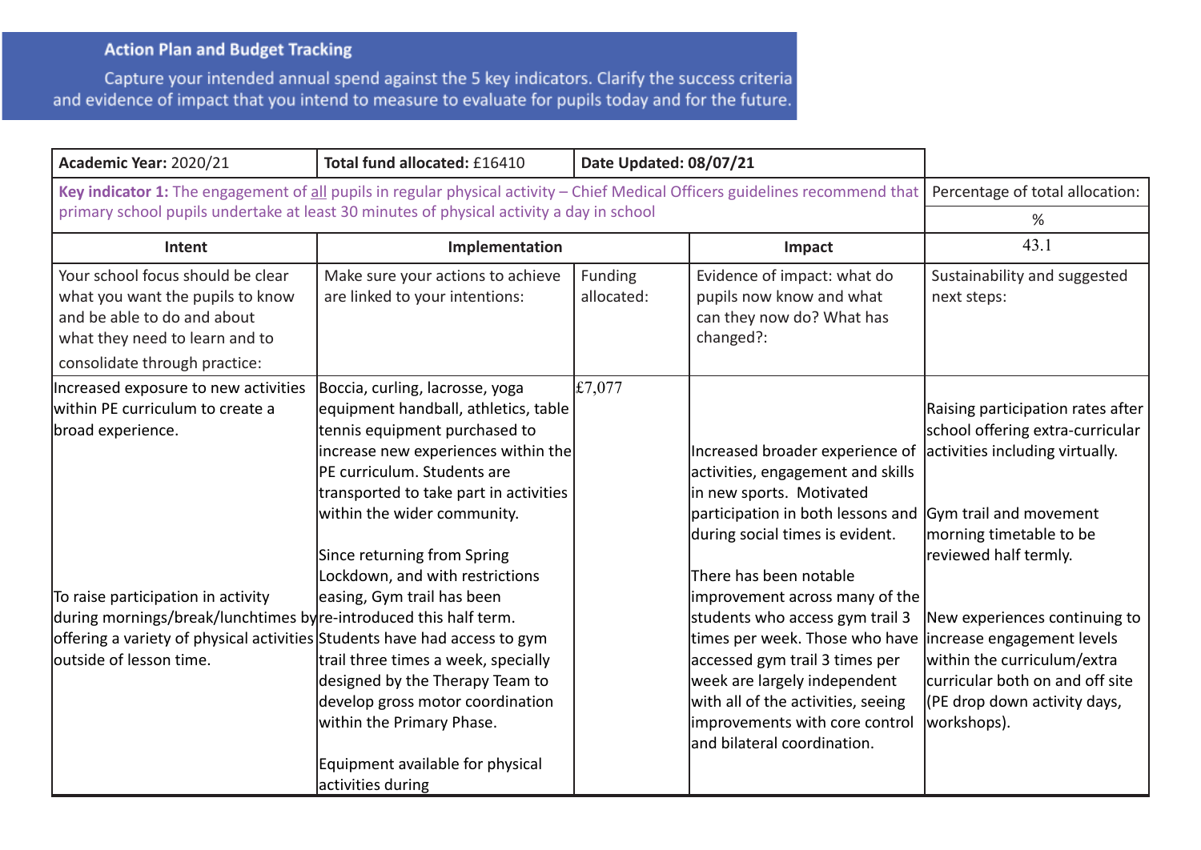## Action Plan and Budget Tracking

Capture your intended annual spend against the 5 key indicators. Clarify the success criteria and evidence of impact that you intend to measure to evaluate for pupils today and for the future.

| | | | | |
|---|---|---|---|---|
| **Academic Year:** 2020/21 | **Total fund allocated:** £16410 | **Date Updated: 08/07/21** | | |
| **Key indicator 1:** The engagement of all pupils in regular physical activity – Chief Medical Officers guidelines recommend that primary school pupils undertake at least 30 minutes of physical activity a day in school | | | | Percentage of total allocation: % |
| **Intent** | **Implementation** | | **Impact** | 43.1 |
| Your school focus should be clear what you want the pupils to know and be able to do and about what they need to learn and to consolidate through practice: | Make sure your actions to achieve are linked to your intentions: | Funding allocated: | Evidence of impact: what do pupils now know and what can they now do? What has changed?: | Sustainability and suggested next steps: |
| Increased exposure to new activities within PE curriculum to create a broad experience.<br><br>To raise participation in activity during mornings/break/lunchtimes by offering a variety of physical activities outside of lesson time. | Boccia, curling, lacrosse, yoga equipment handball, athletics, table tennis equipment purchased to increase new experiences within the PE curriculum. Students are transported to take part in activities within the wider community.<br><br>Since returning from Spring Lockdown, and with restrictions easing, Gym trail has been re-introduced this half term. Students have had access to gym trail three times a week, specially designed by the Therapy Team to develop gross motor coordination within the Primary Phase.<br><br>Equipment available for physical activities during | £7,077 | Increased broader experience of activities, engagement and skills in new sports. Motivated participation in both lessons and during social times is evident.<br><br>There has been notable improvement across many of the students who access gym trail 3 times per week. Those who have accessed gym trail 3 times per week are largely independent with all of the activities, seeing improvements with core control and bilateral coordination. | Raising participation rates after school offering extra-curricular activities including virtually.<br><br>Gym trail and movement morning timetable to be reviewed half termly.<br><br>New experiences continuing to increase engagement levels within the curriculum/extra curricular both on and off site (PE drop down activity days, workshops). |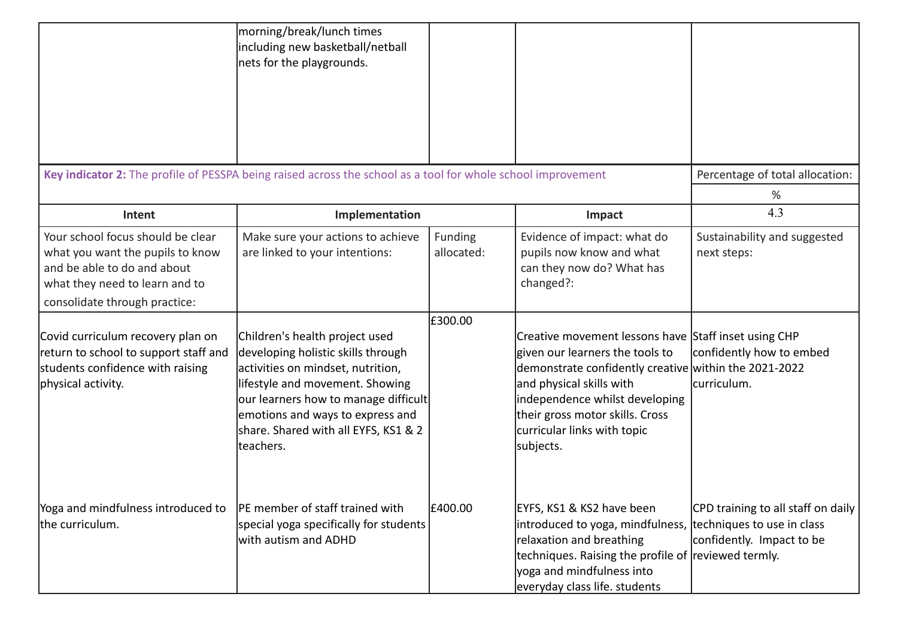| | | | | |
|---|---|---|---|---|
| | morning/break/lunch times including new basketball/netball nets for the playgrounds. | | | |

| **Key indicator 2:** The profile of PESSPA being raised across the school as a tool for whole school improvement | | | | Percentage of total allocation: |
|---|---|---|---|---|
| | | | | % |
| **Intent** | **Implementation** | | **Impact** | 4.3 |
| Your school focus should be clear what you want the pupils to know and be able to do and about what they need to learn and to consolidate through practice: | Make sure your actions to achieve are linked to your intentions: | Funding allocated: | Evidence of impact: what do pupils now know and what can they now do? What has changed?: | Sustainability and suggested next steps: |
| Covid curriculum recovery plan on return to school to support staff and students confidence with raising physical activity. | Children's health project used developing holistic skills through activities on mindset, nutrition, lifestyle and movement. Showing our learners how to manage difficult emotions and ways to express and share. Shared with all EYFS, KS1 & 2 teachers. | £300.00 | Creative movement lessons have given our learners the tools to demonstrate confidently creative and physical skills with independence whilst developing their gross motor skills. Cross curricular links with topic subjects. | Staff inset using CHP confidently how to embed within the 2021-2022 curriculum. |
| Yoga and mindfulness introduced to the curriculum. | PE member of staff trained with special yoga specifically for students with autism and ADHD | £400.00 | EYFS, KS1 & KS2 have been introduced to yoga, mindfulness, relaxation and breathing techniques. Raising the profile of yoga and mindfulness into everyday class life. students | CPD training to all staff on daily techniques to use in class confidently. Impact to be reviewed termly. |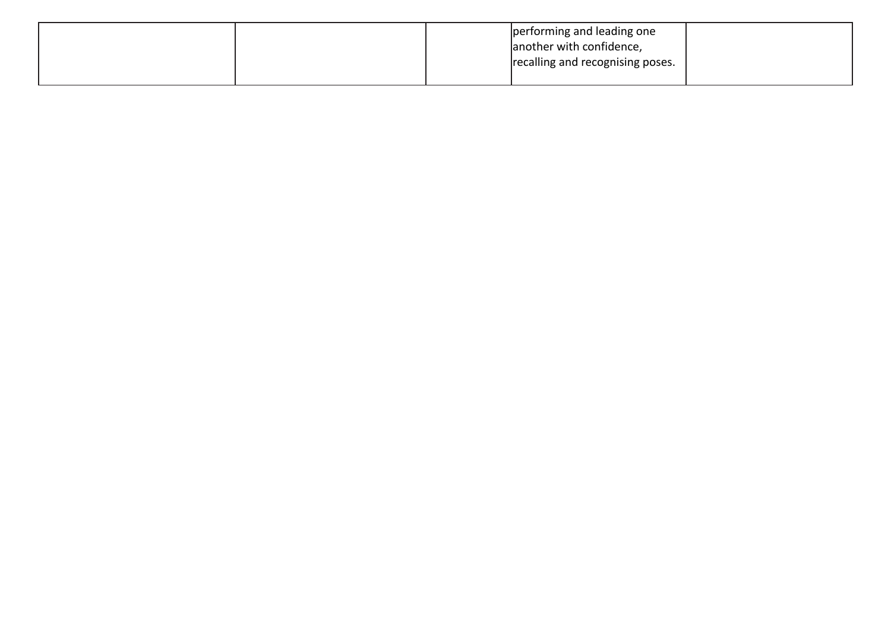| | | | | |
|---|---|---|---|---|
| | | | performing and leading one another with confidence, recalling and recognising poses. | |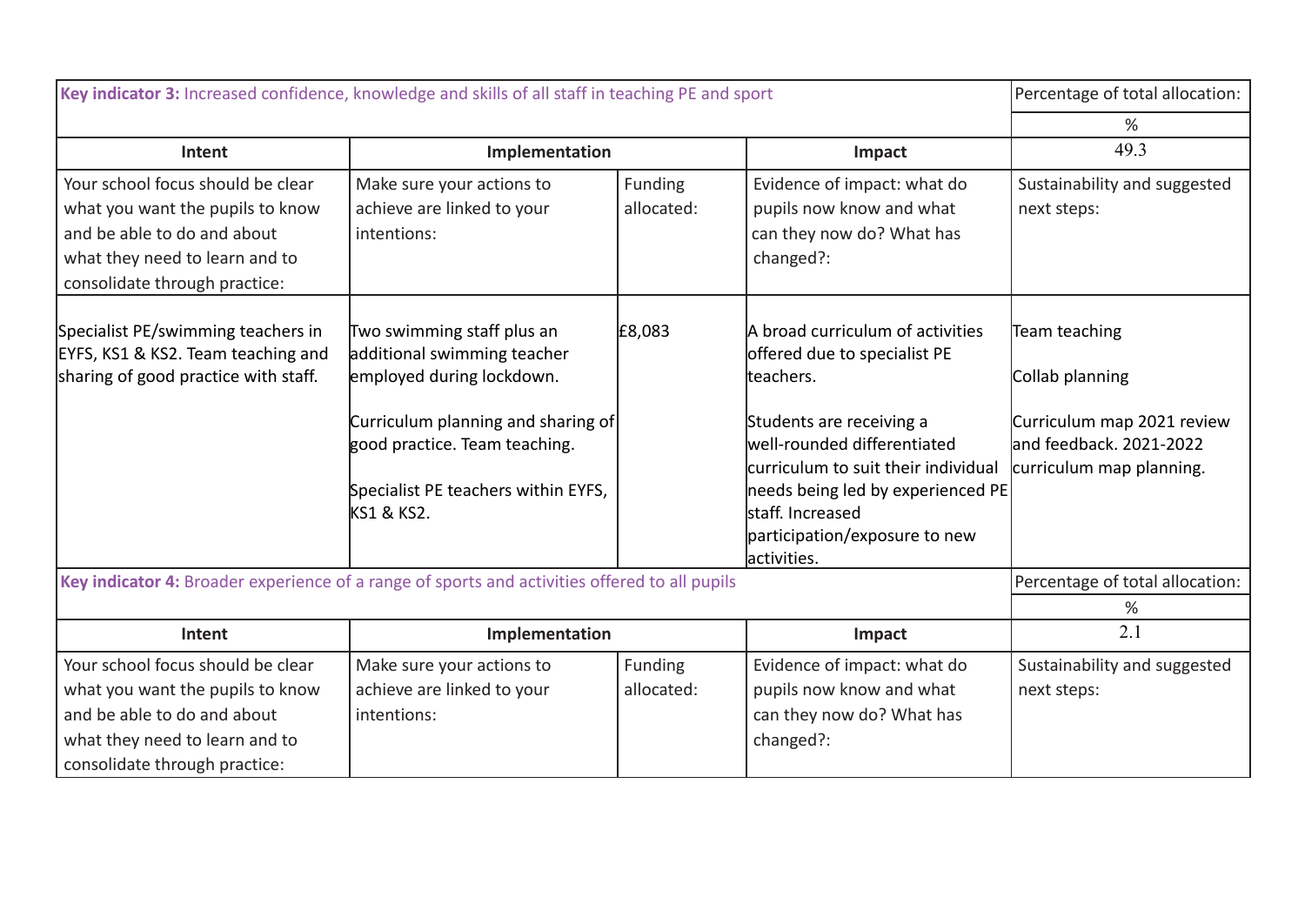| **Key indicator 3:** Increased confidence, knowledge and skills of all staff in teaching PE and sport | | | | Percentage of total allocation: |
|---|---|---|---|---|
| | | | | % |
| **Intent** | **Implementation** | | **Impact** | 49.3 |
| Your school focus should be clear what you want the pupils to know and be able to do and about what they need to learn and to consolidate through practice: | Make sure your actions to achieve are linked to your intentions: | Funding allocated: | Evidence of impact: what do pupils now know and what can they now do? What has changed?: | Sustainability and suggested next steps: |
| Specialist PE/swimming teachers in EYFS, KS1 & KS2. Team teaching and sharing of good practice with staff. | Two swimming staff plus an additional swimming teacher employed during lockdown.<br><br>Curriculum planning and sharing of good practice. Team teaching.<br><br>Specialist PE teachers within EYFS, KS1 & KS2. | £8,083 | A broad curriculum of activities offered due to specialist PE teachers.<br><br>Students are receiving a well-rounded differentiated curriculum to suit their individual needs being led by experienced PE staff. Increased participation/exposure to new activities. | Team teaching<br><br>Collab planning<br><br>Curriculum map 2021 review and feedback. 2021-2022 curriculum map planning. |

| **Key indicator 4:** Broader experience of a range of sports and activities offered to all pupils | | | | Percentage of total allocation: |
|---|---|---|---|---|
| | | | | % |
| **Intent** | **Implementation** | | **Impact** | 2.1 |
| Your school focus should be clear what you want the pupils to know and be able to do and about what they need to learn and to consolidate through practice: | Make sure your actions to achieve are linked to your intentions: | Funding allocated: | Evidence of impact: what do pupils now know and what can they now do? What has changed?: | Sustainability and suggested next steps: |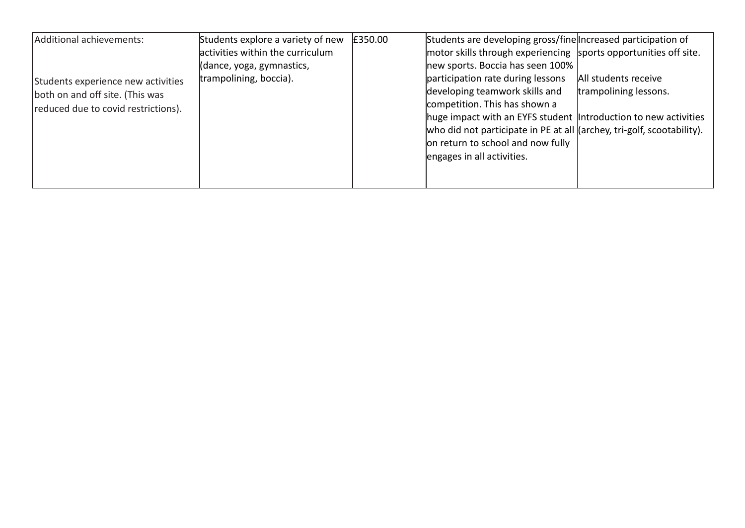| | | | | |
|---|---|---|---|---|
| Additional achievements:<br><br>Students experience new activities both on and off site. (This was reduced due to covid restrictions). | Students explore a variety of new activities within the curriculum (dance, yoga, gymnastics, trampolining, boccia). | £350.00 | Students are developing gross/fine motor skills through experiencing new sports. Boccia has seen 100% participation rate during lessons developing teamwork skills and competition. This has shown a huge impact with an EYFS student who did not participate in PE at all on return to school and now fully engages in all activities. | Increased participation of sports opportunities off site.<br><br>All students receive trampolining lessons.<br><br>Introduction to new activities (archey, tri-golf, scootability). |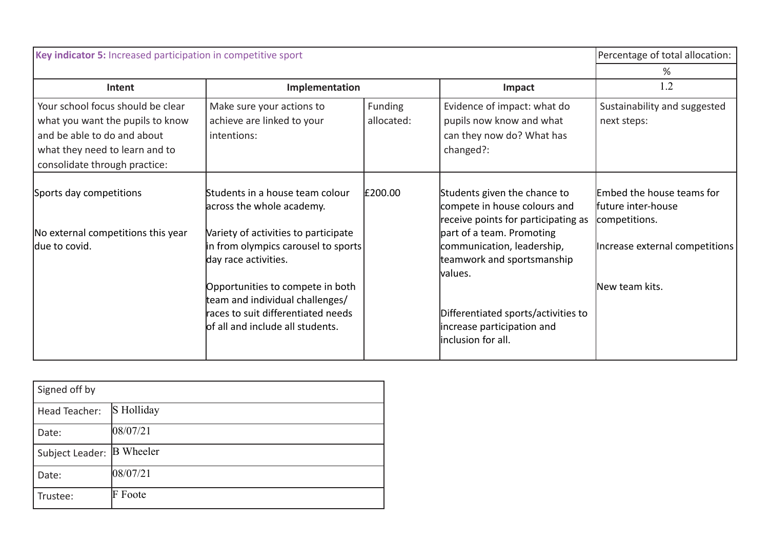| **Key indicator 5:** Increased participation in competitive sport | | | | Percentage of total allocation: |
|---|---|---|---|---|
| | | | | % |
| **Intent** | **Implementation** | | **Impact** | 1.2 |
| Your school focus should be clear what you want the pupils to know and be able to do and about what they need to learn and to consolidate through practice: | Make sure your actions to achieve are linked to your intentions: | Funding allocated: | Evidence of impact: what do pupils now know and what can they now do? What has changed?: | Sustainability and suggested next steps: |
| Sports day competitions<br><br>No external competitions this year due to covid. | Students in a house team colour across the whole academy.<br><br>Variety of activities to participate in from olympics carousel to sports day race activities.<br><br>Opportunities to compete in both team and individual challenges/ races to suit differentiated needs of all and include all students. | £200.00 | Students given the chance to compete in house colours and receive points for participating as part of a team. Promoting communication, leadership, teamwork and sportsmanship values.<br><br>Differentiated sports/activities to increase participation and inclusion for all. | Embed the house teams for future inter-house competitions.<br><br>Increase external competitions<br><br>New team kits. |

| Signed off by | |
|---|---|
| Head Teacher: | S Holliday |
| Date: | 08/07/21 |
| Subject Leader: | B Wheeler |
| Date: | 08/07/21 |
| Trustee: | F Foote |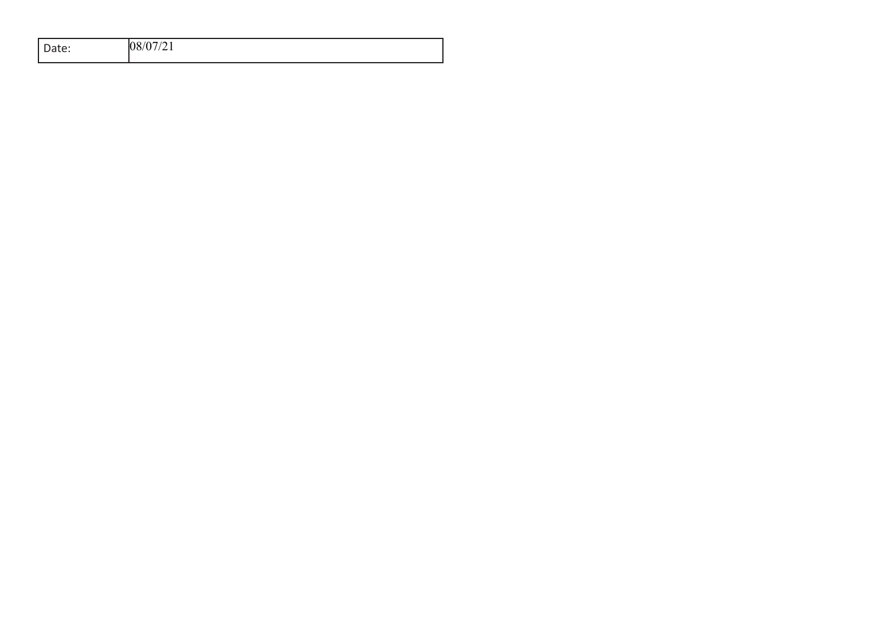| | |
|---|---|
| Date: | 08/07/21 |